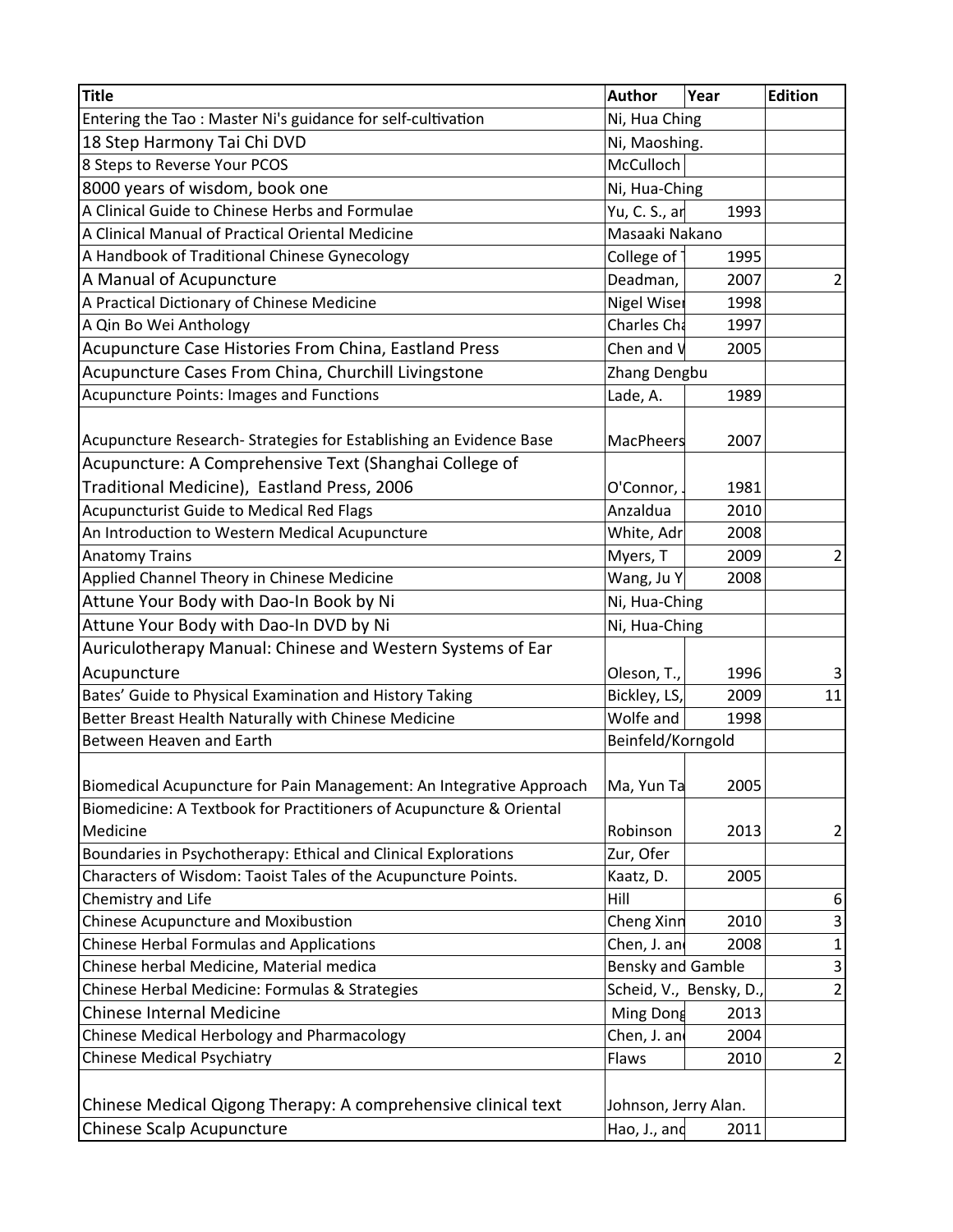| Title | Author | Year | Edition |
|---|---|---|---|
| Entering the Tao : Master Ni's guidance for self-cultivation | Ni, Hua Ching | | |
| 18 Step Harmony Tai Chi DVD | Ni, Maoshing. | | |
| 8 Steps to Reverse Your PCOS | McCulloch | | |
| 8000 years of wisdom, book one | Ni, Hua-Ching | | |
| A Clinical Guide to Chinese Herbs and Formulae | Yu, C. S., ar | 1993 | |
| A Clinical Manual of Practical Oriental Medicine | Masaaki Nakano | | |
| A Handbook of Traditional Chinese Gynecology | College of | 1995 | |
| A Manual of Acupuncture | Deadman, | 2007 | 2 |
| A Practical Dictionary of Chinese Medicine | Nigel Wiser | 1998 | |
| A Qin Bo Wei Anthology | Charles Cha | 1997 | |
| Acupuncture Case Histories From China, Eastland Press | Chen and W | 2005 | |
| Acupuncture Cases From China, Churchill Livingstone | Zhang Dengbu | | |
| Acupuncture Points: Images and Functions | Lade, A. | 1989 | |
| Acupuncture Research- Strategies for Establishing an Evidence Base | MacPheers | 2007 | |
| Acupuncture: A Comprehensive Text (Shanghai College of Traditional Medicine), Eastland Press, 2006 | O'Connor, . | 1981 | |
| Acupuncturist Guide to Medical Red Flags | Anzaldua | 2010 | |
| An Introduction to Western Medical Acupuncture | White, Adr | 2008 | |
| Anatomy Trains | Myers, T | 2009 | 2 |
| Applied Channel Theory in Chinese Medicine | Wang, Ju Y | 2008 | |
| Attune Your Body with Dao-In Book by Ni | Ni, Hua-Ching | | |
| Attune Your Body with Dao-In DVD by Ni | Ni, Hua-Ching | | |
| Auriculotherapy Manual: Chinese and Western Systems of Ear Acupuncture | Oleson, T., | 1996 | 3 |
| Bates' Guide to Physical Examination and History Taking | Bickley, LS, | 2009 | 11 |
| Better Breast Health Naturally with Chinese Medicine | Wolfe and | 1998 | |
| Between Heaven and Earth | Beinfeld/Korngold | | |
| Biomedical Acupuncture for Pain Management: An Integrative Approach | Ma, Yun Ta | 2005 | |
| Biomedicine: A Textbook for Practitioners of Acupuncture & Oriental Medicine | Robinson | 2013 | 2 |
| Boundaries in Psychotherapy: Ethical and Clinical Explorations | Zur, Ofer | | |
| Characters of Wisdom: Taoist Tales of the Acupuncture Points. | Kaatz, D. | 2005 | |
| Chemistry and Life | Hill | | 6 |
| Chinese Acupuncture and Moxibustion | Cheng Xinn | 2010 | 3 |
| Chinese Herbal Formulas and Applications | Chen, J. an | 2008 | 1 |
| Chinese herbal Medicine, Material medica | Bensky and Gamble | | 3 |
| Chinese Herbal Medicine: Formulas & Strategies | Scheid, V., Bensky, D., | | 2 |
| Chinese Internal Medicine | Ming Dong | 2013 | |
| Chinese Medical Herbology and Pharmacology | Chen, J. an | 2004 | |
| Chinese Medical Psychiatry | Flaws | 2010 | 2 |
| Chinese Medical Qigong Therapy: A comprehensive clinical text | Johnson, Jerry Alan. | | |
| Chinese Scalp Acupuncture | Hao, J., and | 2011 | |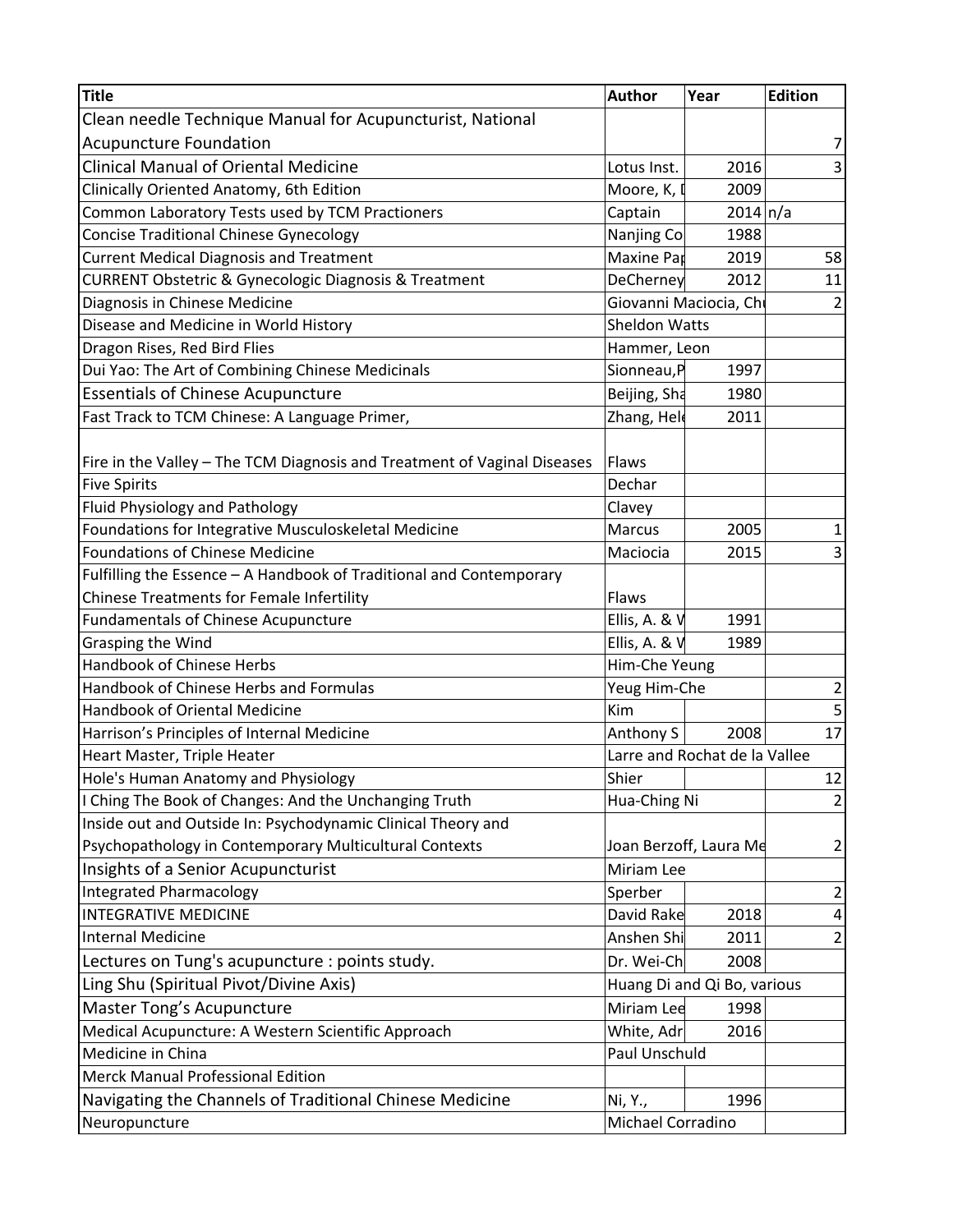| Title | Author | Year | Edition |
| --- | --- | --- | --- |
| Clean needle Technique Manual for Acupuncturist, National Acupuncture Foundation | | | 7 |
| Clinical Manual of Oriental Medicine | Lotus Inst. | 2016 | 3 |
| Clinically Oriented Anatomy, 6th Edition | Moore, K, D | 2009 | |
| Common Laboratory Tests used by TCM Practioners | Captain | 2014 | n/a |
| Concise Traditional Chinese Gynecology | Nanjing Co | 1988 | |
| Current Medical Diagnosis and Treatment | Maxine Pap | 2019 | 58 |
| CURRENT Obstetric & Gynecologic Diagnosis & Treatment | DeCherney | 2012 | 11 |
| Diagnosis in Chinese Medicine | Giovanni Maciocia, Chu | | 2 |
| Disease and Medicine in World History | Sheldon Watts | | |
| Dragon Rises, Red Bird Flies | Hammer, Leon | | |
| Dui Yao: The Art of Combining Chinese Medicinals | Sionneau,P | 1997 | |
| Essentials of Chinese Acupuncture | Beijing, Sha | 1980 | |
| Fast Track to TCM Chinese: A Language Primer, | Zhang, Hele | 2011 | |
| Fire in the Valley – The TCM Diagnosis and Treatment of Vaginal Diseases | Flaws | | |
| Five Spirits | Dechar | | |
| Fluid Physiology and Pathology | Clavey | | |
| Foundations for Integrative Musculoskeletal Medicine | Marcus | 2005 | 1 |
| Foundations of Chinese Medicine | Maciocia | 2015 | 3 |
| Fulfilling the Essence – A Handbook of Traditional and Contemporary Chinese Treatments for Female Infertility | Flaws | | |
| Fundamentals of Chinese Acupuncture | Ellis, A. & W | 1991 | |
| Grasping the Wind | Ellis, A. & W | 1989 | |
| Handbook of Chinese Herbs | Him-Che Yeung | | |
| Handbook of Chinese Herbs and Formulas | Yeug Him-Che | | 2 |
| Handbook of Oriental Medicine | Kim | | 5 |
| Harrison's Principles of Internal Medicine | Anthony S | 2008 | 17 |
| Heart Master, Triple Heater | Larre and Rochat de la Vallee | | |
| Hole's Human Anatomy and Physiology | Shier | | 12 |
| I Ching The Book of Changes: And the Unchanging Truth | Hua-Ching Ni | | 2 |
| Inside out and Outside In: Psychodynamic Clinical Theory and Psychopathology in Contemporary Multicultural Contexts | Joan Berzoff, Laura Me | | 2 |
| Insights of a Senior Acupuncturist | Miriam Lee | | |
| Integrated Pharmacology | Sperber | | 2 |
| INTEGRATIVE MEDICINE | David Rake | 2018 | 4 |
| Internal Medicine | Anshen Shi | 2011 | 2 |
| Lectures on Tung's acupuncture : points study. | Dr. Wei-Ch | 2008 | |
| Ling Shu (Spiritual Pivot/Divine Axis) | Huang Di and Qi Bo, various | | |
| Master Tong's Acupuncture | Miriam Lee | 1998 | |
| Medical Acupuncture: A Western Scientific Approach | White, Adr | 2016 | |
| Medicine in China | Paul Unschuld | | |
| Merck Manual Professional Edition | | | |
| Navigating the Channels of Traditional Chinese Medicine | Ni, Y., | 1996 | |
| Neuropuncture | Michael Corradino | | |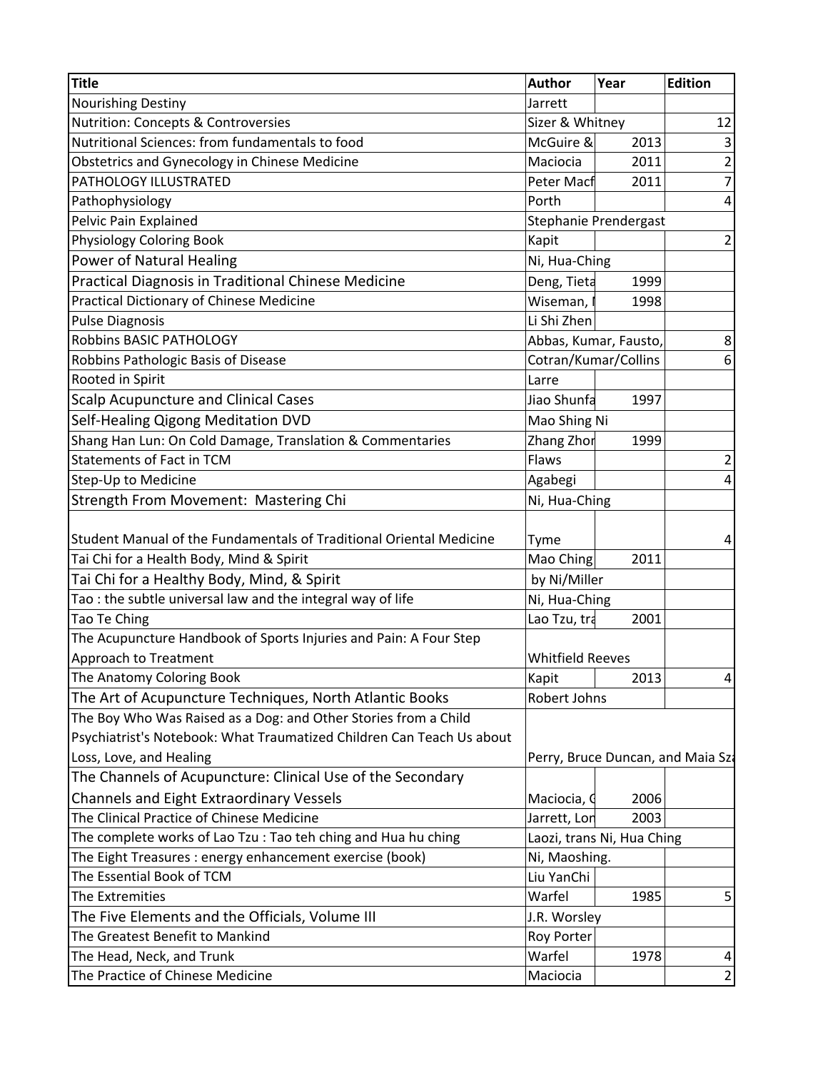| Title | Author | Year | Edition |
|---|---|---|---|
| Nourishing Destiny | Jarrett | | |
| Nutrition: Concepts & Controversies | Sizer & Whitney | | 12 |
| Nutritional Sciences: from fundamentals to food | McGuire & | 2013 | 3 |
| Obstetrics and Gynecology in Chinese Medicine | Maciocia | 2011 | 2 |
| PATHOLOGY ILLUSTRATED | Peter Macf | 2011 | 7 |
| Pathophysiology | Porth | | 4 |
| Pelvic Pain Explained | Stephanie Prendergast | | |
| Physiology Coloring Book | Kapit | | 2 |
| Power of Natural Healing | Ni, Hua-Ching | | |
| Practical Diagnosis in Traditional Chinese Medicine | Deng, Tieta | 1999 | |
| Practical Dictionary of Chinese Medicine | Wiseman, I | 1998 | |
| Pulse Diagnosis | Li Shi Zhen | | |
| Robbins BASIC PATHOLOGY | Abbas, Kumar, Fausto, | | 8 |
| Robbins Pathologic Basis of Disease | Cotran/Kumar/Collins | | 6 |
| Rooted in Spirit | Larre | | |
| Scalp Acupuncture and Clinical Cases | Jiao Shunfa | 1997 | |
| Self-Healing Qigong Meditation DVD | Mao Shing Ni | | |
| Shang Han Lun: On Cold Damage, Translation & Commentaries | Zhang Zhor | 1999 | |
| Statements of Fact in TCM | Flaws | | 2 |
| Step-Up to Medicine | Agabegi | | 4 |
| Strength From Movement: Mastering Chi | Ni, Hua-Ching | | |
| Student Manual of the Fundamentals of Traditional Oriental Medicine | Tyme | | 4 |
| Tai Chi for a Health Body, Mind & Spirit | Mao Ching | 2011 | |
| Tai Chi for a Healthy Body, Mind, & Spirit | by Ni/Miller | | |
| Tao : the subtle universal law and the integral way of life | Ni, Hua-Ching | | |
| Tao Te Ching | Lao Tzu, tra | 2001 | |
| The Acupuncture Handbook of Sports Injuries and Pain: A Four Step Approach to Treatment | Whitfield Reeves | | |
| The Anatomy Coloring Book | Kapit | 2013 | 4 |
| The Art of Acupuncture Techniques, North Atlantic Books | Robert Johns | | |
| The Boy Who Was Raised as a Dog: and Other Stories from a Child Psychiatrist's Notebook: What Traumatized Children Can Teach Us about Loss, Love, and Healing | Perry, Bruce Duncan, and Maia Sza | | |
| The Channels of Acupuncture: Clinical Use of the Secondary Channels and Eight Extraordinary Vessels | Maciocia, G | 2006 | |
| The Clinical Practice of Chinese Medicine | Jarrett, Lon | 2003 | |
| The complete works of Lao Tzu : Tao teh ching and Hua hu ching | Laozi, trans Ni, Hua Ching | | |
| The Eight Treasures : energy enhancement exercise (book) | Ni, Maoshing. | | |
| The Essential Book of TCM | Liu YanChi | | |
| The Extremities | Warfel | 1985 | 5 |
| The Five Elements and the Officials, Volume III | J.R. Worsley | | |
| The Greatest Benefit to Mankind | Roy Porter | | |
| The Head, Neck, and Trunk | Warfel | 1978 | 4 |
| The Practice of Chinese Medicine | Maciocia | | 2 |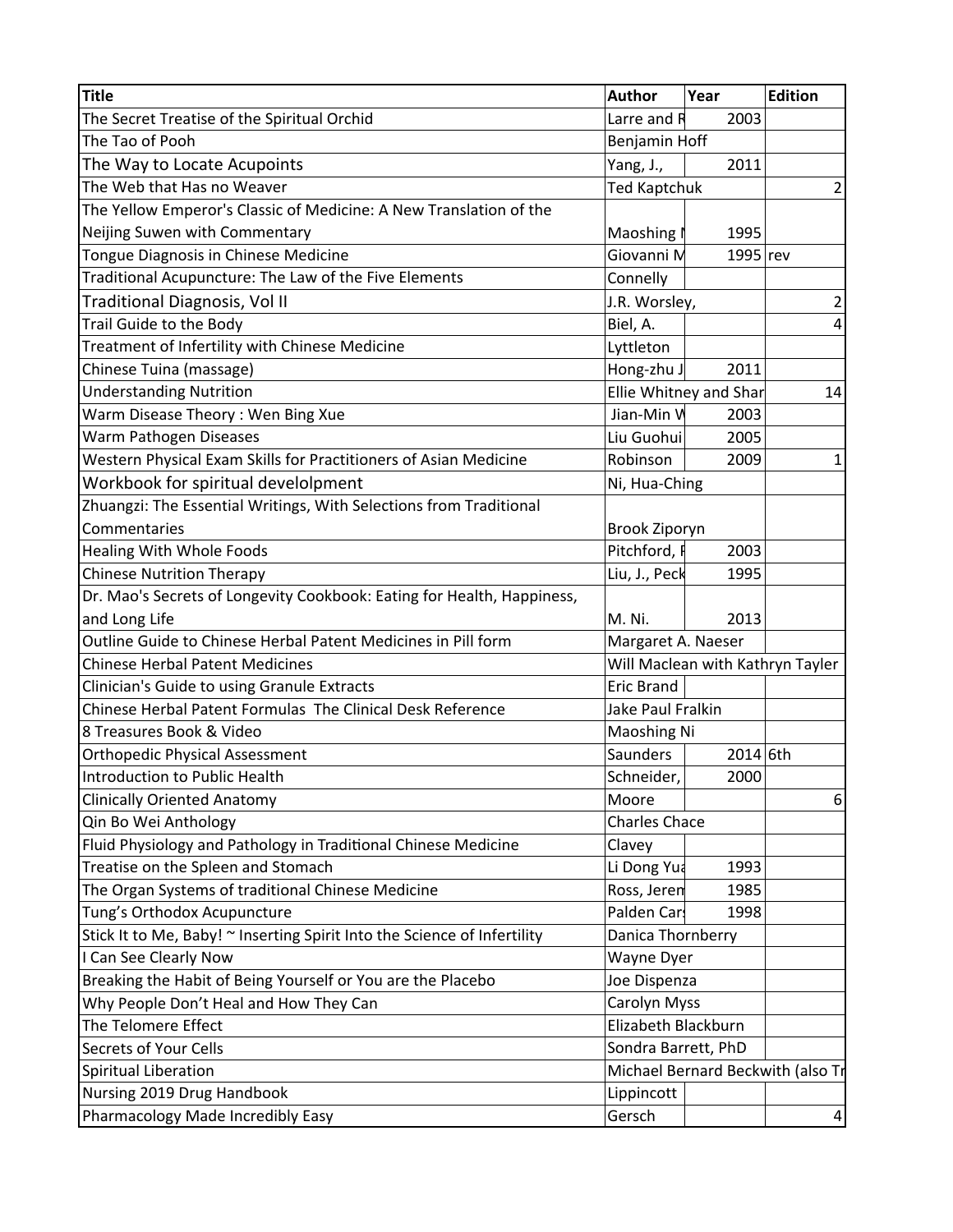| Title | Author | Year | Edition |
|---|---|---|---|
| The Secret Treatise of the Spiritual Orchid | Larre and R | 2003 | |
| The Tao of Pooh | Benjamin Hoff | | |
| The Way to Locate Acupoints | Yang, J., | 2011 | |
| The Web that Has no Weaver | Ted Kaptchuk | | 2 |
| The Yellow Emperor's Classic of Medicine: A New Translation of the Neijing Suwen with Commentary | Maoshing N | 1995 | |
| Tongue Diagnosis in Chinese Medicine | Giovanni M | 1995 | rev |
| Traditional Acupuncture: The Law of the Five Elements | Connelly | | |
| Traditional Diagnosis, Vol II | J.R. Worsley, | | 2 |
| Trail Guide to the Body | Biel, A. | | 4 |
| Treatment of Infertility with Chinese Medicine | Lyttleton | | |
| Chinese Tuina (massage) | Hong-zhu J | 2011 | |
| Understanding Nutrition | Ellie Whitney and Shar | | 14 |
| Warm Disease Theory : Wen Bing Xue | Jian-Min W | 2003 | |
| Warm Pathogen Diseases | Liu Guohui | 2005 | |
| Western Physical Exam Skills for Practitioners of Asian Medicine | Robinson | 2009 | 1 |
| Workbook for spiritual develolpment | Ni, Hua-Ching | | |
| Zhuangzi: The Essential Writings, With Selections from Traditional Commentaries | Brook Ziporyn | | |
| Healing With Whole Foods | Pitchford, P | 2003 | |
| Chinese Nutrition Therapy | Liu, J., Peck | 1995 | |
| Dr. Mao's Secrets of Longevity Cookbook: Eating for Health, Happiness, and Long Life | M. Ni. | 2013 | |
| Outline Guide to Chinese Herbal Patent Medicines in Pill form | Margaret A. Naeser | | |
| Chinese Herbal Patent Medicines | Will Maclean with Kathryn Tayler | | |
| Clinician's Guide to using Granule Extracts | Eric Brand | | |
| Chinese Herbal Patent Formulas The Clinical Desk Reference | Jake Paul Fralkin | | |
| 8 Treasures Book & Video | Maoshing Ni | | |
| Orthopedic Physical Assessment | Saunders | 2014 | 6th |
| Introduction to Public Health | Schneider, | 2000 | |
| Clinically Oriented Anatomy | Moore | | 6 |
| Qin Bo Wei Anthology | Charles Chace | | |
| Fluid Physiology and Pathology in Traditional Chinese Medicine | Clavey | | |
| Treatise on the Spleen and Stomach | Li Dong Yua | 1993 | |
| The Organ Systems of traditional Chinese Medicine | Ross, Jerem | 1985 | |
| Tung's Orthodox Acupuncture | Palden Cars | 1998 | |
| Stick It to Me, Baby! ~ Inserting Spirit Into the Science of Infertility | Danica Thornberry | | |
| I Can See Clearly Now | Wayne Dyer | | |
| Breaking the Habit of Being Yourself or You are the Placebo | Joe Dispenza | | |
| Why People Don't Heal and How They Can | Carolyn Myss | | |
| The Telomere Effect | Elizabeth Blackburn | | |
| Secrets of Your Cells | Sondra Barrett, PhD | | |
| Spiritual Liberation | Michael Bernard Beckwith (also Tr | | |
| Nursing 2019 Drug Handbook | Lippincott | | |
| Pharmacology Made Incredibly Easy | Gersch | | 4 |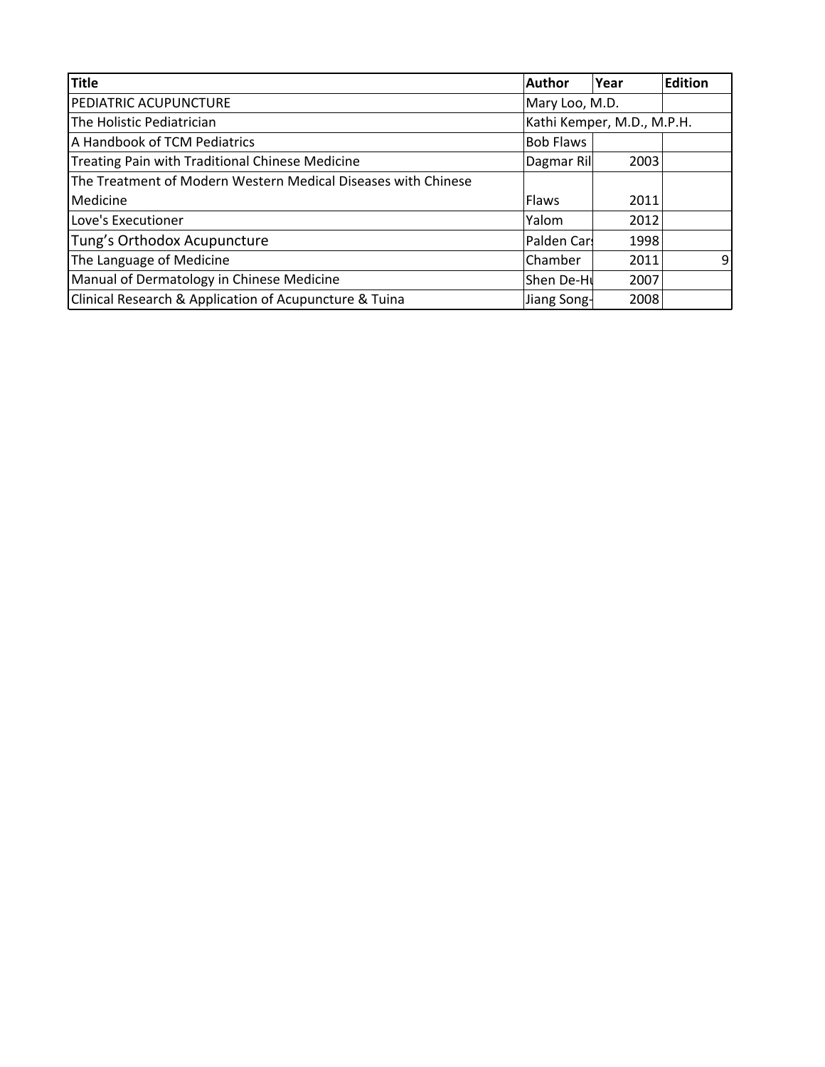| Title | Author | Year | Edition |
|---|---|---|---|
| PEDIATRIC ACUPUNCTURE | Mary Loo, M.D. | | |
| The Holistic Pediatrician | Kathi Kemper, M.D., M.P.H. | | |
| A Handbook of TCM Pediatrics | Bob Flaws | | |
| Treating Pain with Traditional Chinese Medicine | Dagmar Ril | 2003 | |
| The Treatment of Modern Western Medical Diseases with Chinese Medicine | Flaws | 2011 | |
| Love's Executioner | Yalom | 2012 | |
| Tung's Orthodox Acupuncture | Palden Car | 1998 | |
| The Language of Medicine | Chamber | 2011 | 9 |
| Manual of Dermatology in Chinese Medicine | Shen De-Hu | 2007 | |
| Clinical Research & Application of Acupuncture & Tuina | Jiang Song- | 2008 | |